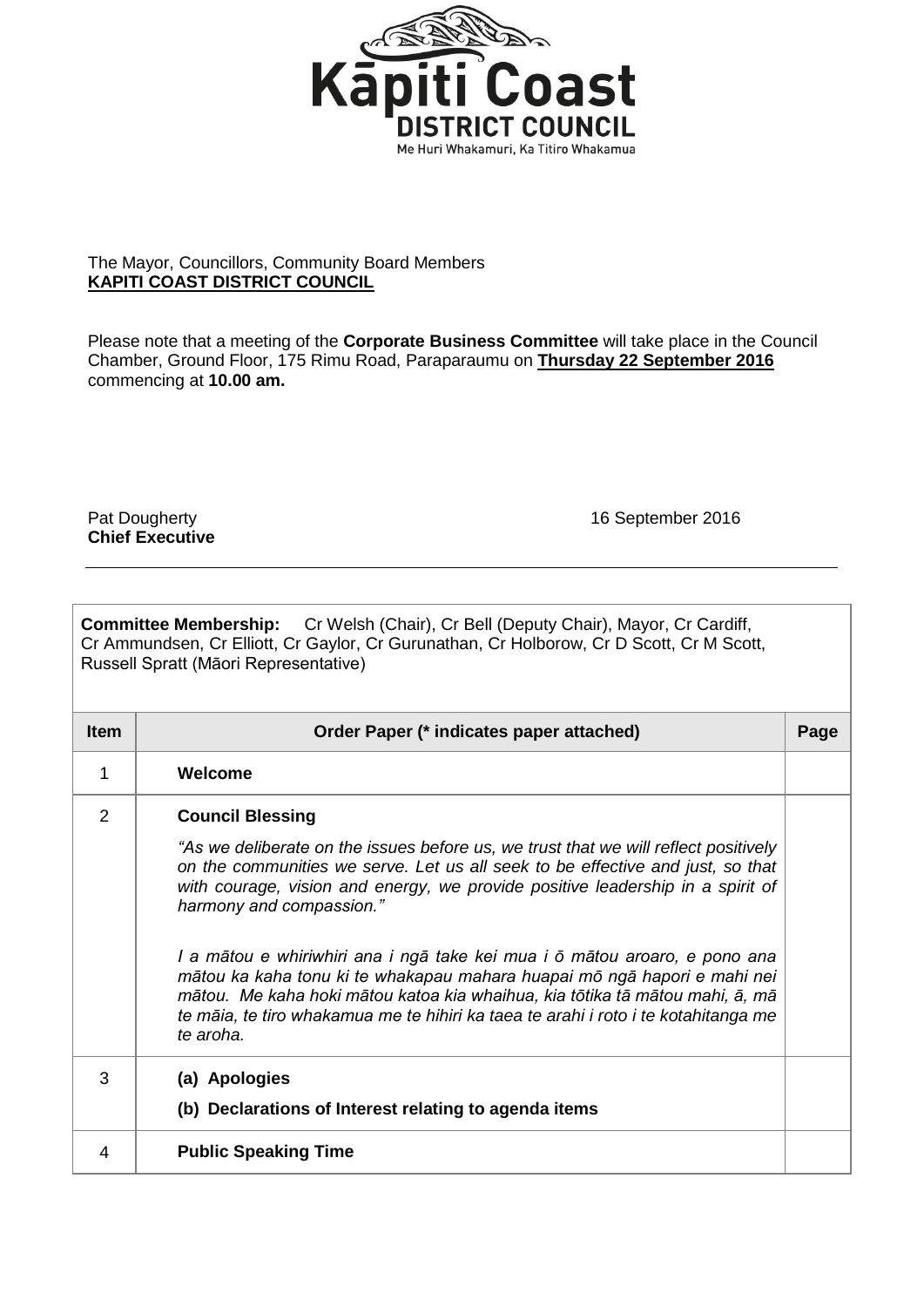Kāpiti Coast
**DISTRICT COUNCIL**
Me Huri Whakamuri, Ka Titiro Whakamua

The Mayor, Councillors, Community Board Members
**KAPITI COAST DISTRICT COUNCIL**

Please note that a meeting of the **Corporate Business Committee** will take place in the Council Chamber, Ground Floor, 175 Rimu Road, Paraparaumu on **Thursday 22 September 2016** commencing at **10.00 am.**

Pat Dougherty
**Chief Executive**

16 September 2016

---

**Committee Membership:** Cr Welsh (Chair), Cr Bell (Deputy Chair), Mayor, Cr Cardiff, Cr Ammundsen, Cr Elliott, Cr Gaylor, Cr Gurunathan, Cr Holborow, Cr D Scott, Cr M Scott, Russell Spratt (Māori Representative)

| Item | Order Paper (* indicates paper attached) | Page |
|---|---|---|
| 1 | **Welcome** | |
| 2 | **Council Blessing**<br><br>*"As we deliberate on the issues before us, we trust that we will reflect positively on the communities we serve. Let us all seek to be effective and just, so that with courage, vision and energy, we provide positive leadership in a spirit of harmony and compassion."*<br><br>*I a mātou e whiriwhiri ana i ngā take kei mua i ō mātou aroaro, e pono ana mātou ka kaha tonu ki te whakapau mahara huapai mō ngā hapori e mahi nei mātou. Me kaha hoki mātou katoa kia whaihua, kia tōtika tā mātou mahi, ā, mā te māia, te tiro whakamua me te hihiri ka taea te arahi i roto i te kotahitanga me te aroha.* | |
| 3 | **(a) Apologies**<br>**(b) Declarations of Interest relating to agenda items** | |
| 4 | **Public Speaking Time** | |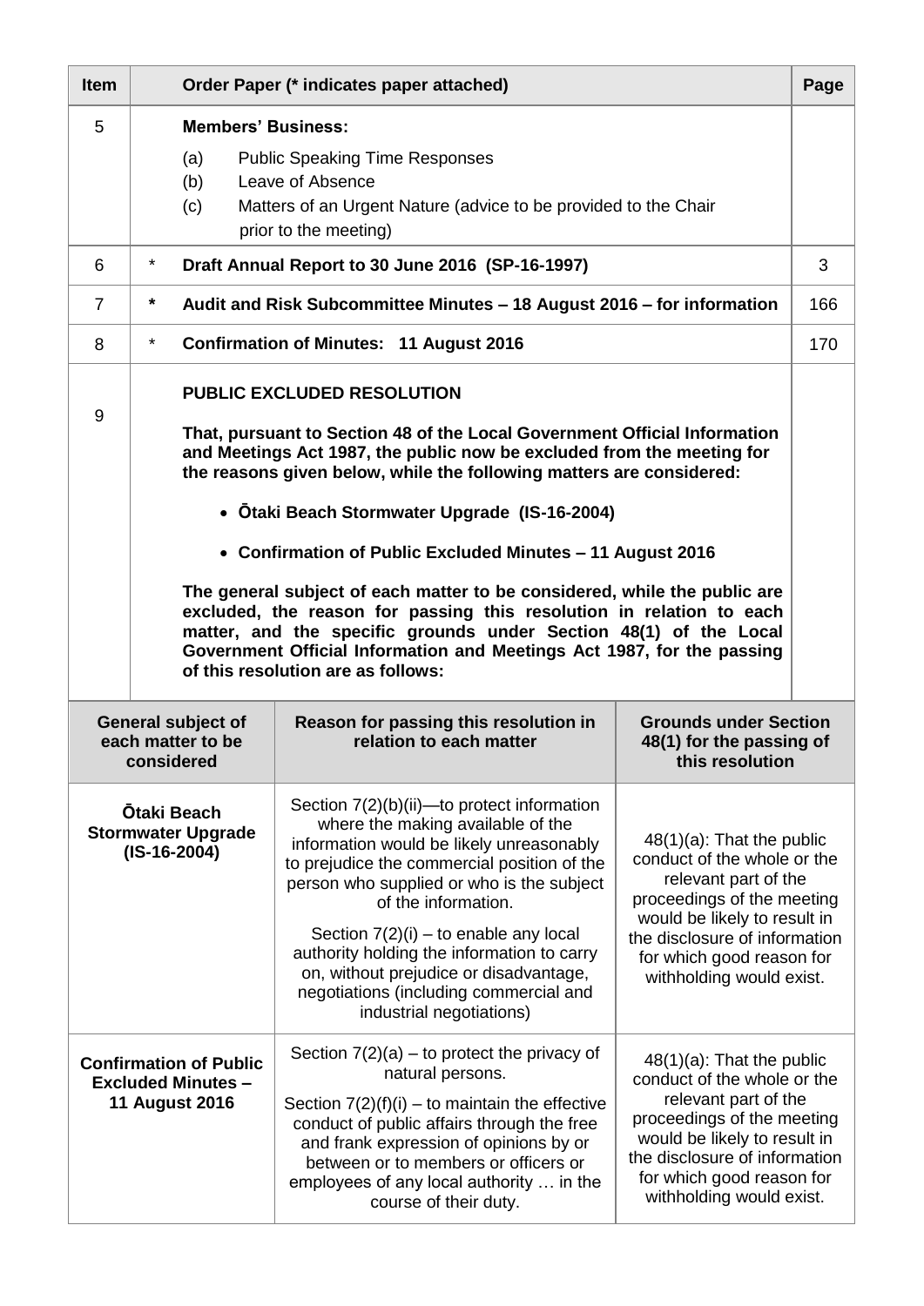| Item | | Order Paper (* indicates paper attached) | Page |
|---|---|---|---|
| 5 | | **Members' Business:**<br>(a) Public Speaking Time Responses<br>(b) Leave of Absence<br>(c) Matters of an Urgent Nature (advice to be provided to the Chair prior to the meeting) | |
| 6 | * | **Draft Annual Report to 30 June 2016 (SP-16-1997)** | 3 |
| 7 | * | **Audit and Risk Subcommittee Minutes – 18 August 2016 – for information** | 166 |
| 8 | * | **Confirmation of Minutes: 11 August 2016** | 170 |
| 9 | | **PUBLIC EXCLUDED RESOLUTION**<br>**That, pursuant to Section 48 of the Local Government Official Information and Meetings Act 1987, the public now be excluded from the meeting for the reasons given below, while the following matters are considered:**<br>• **Ōtaki Beach Stormwater Upgrade (IS-16-2004)**<br>• **Confirmation of Public Excluded Minutes – 11 August 2016**<br>**The general subject of each matter to be considered, while the public are excluded, the reason for passing this resolution in relation to each matter, and the specific grounds under Section 48(1) of the Local Government Official Information and Meetings Act 1987, for the passing of this resolution are as follows:** | |

| General subject of each matter to be considered | Reason for passing this resolution in relation to each matter | Grounds under Section 48(1) for the passing of this resolution |
|---|---|---|
| **Ōtaki Beach Stormwater Upgrade (IS-16-2004)** | Section 7(2)(b)(ii)—to protect information where the making available of the information would be likely unreasonably to prejudice the commercial position of the person who supplied or who is the subject of the information.<br>Section 7(2)(i) – to enable any local authority holding the information to carry on, without prejudice or disadvantage, negotiations (including commercial and industrial negotiations) | 48(1)(a): That the public conduct of the whole or the relevant part of the proceedings of the meeting would be likely to result in the disclosure of information for which good reason for withholding would exist. |
| **Confirmation of Public Excluded Minutes – 11 August 2016** | Section 7(2)(a) – to protect the privacy of natural persons.<br>Section 7(2)(f)(i) – to maintain the effective conduct of public affairs through the free and frank expression of opinions by or between or to members or officers or employees of any local authority … in the course of their duty. | 48(1)(a): That the public conduct of the whole or the relevant part of the proceedings of the meeting would be likely to result in the disclosure of information for which good reason for withholding would exist. |